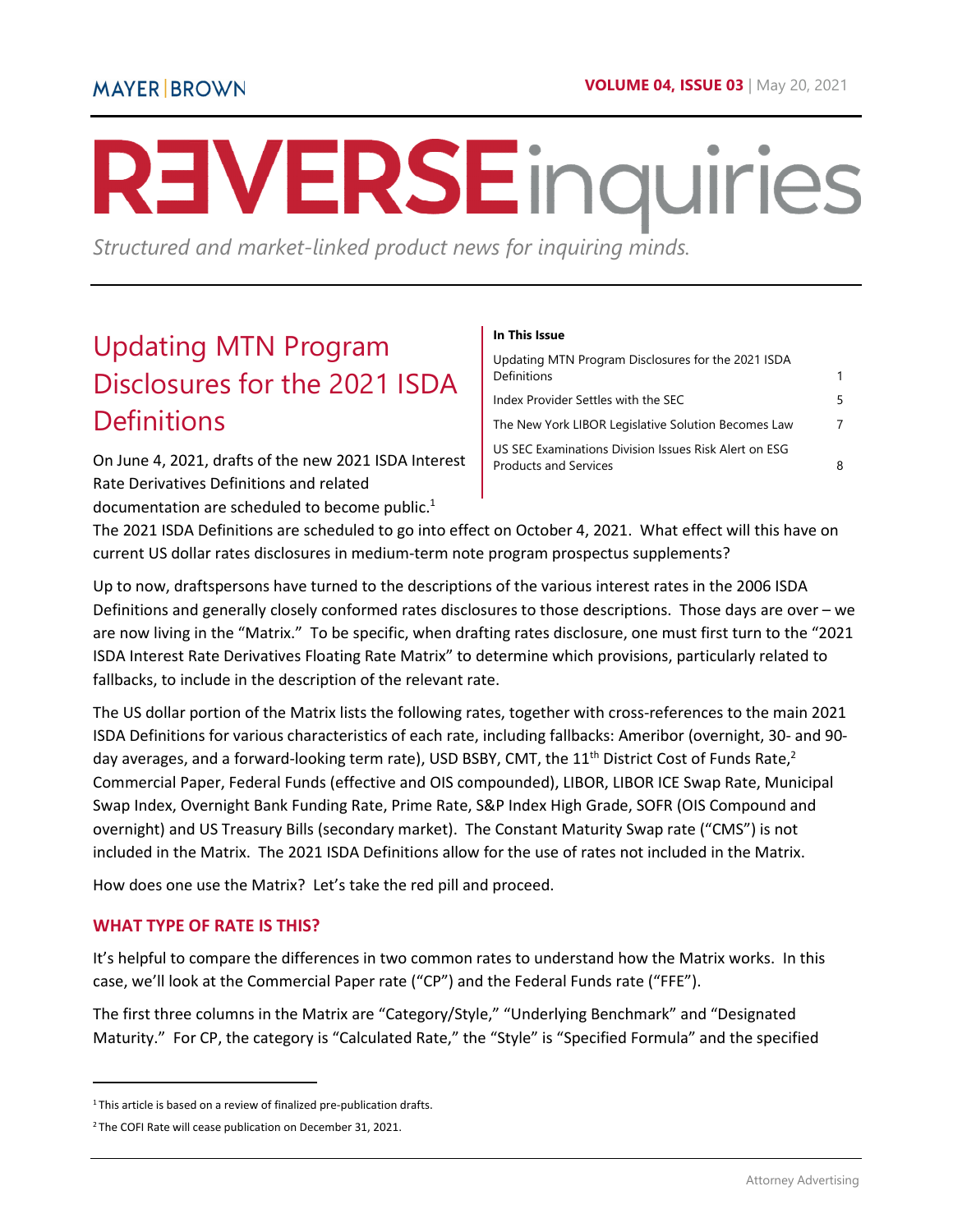MAYER | BROWN

# REVERSE inquiries

*Structured and market-linked product news for inquiring minds.*

**In This Issue**

| | |
|---|---|
| Updating MTN Program Disclosures for the 2021 ISDA Definitions | 1 |
| Index Provider Settles with the SEC | 5 |
| The New York LIBOR Legislative Solution Becomes Law | 7 |
| US SEC Examinations Division Issues Risk Alert on ESG Products and Services | 8 |

## Updating MTN Program Disclosures for the 2021 ISDA Definitions

On June 4, 2021, drafts of the new 2021 ISDA Interest Rate Derivatives Definitions and related documentation are scheduled to become public.[1] The 2021 ISDA Definitions are scheduled to go into effect on October 4, 2021. What effect will this have on current US dollar rates disclosures in medium-term note program prospectus supplements?

Up to now, draftspersons have turned to the descriptions of the various interest rates in the 2006 ISDA Definitions and generally closely conformed rates disclosures to those descriptions. Those days are over – we are now living in the "Matrix." To be specific, when drafting rates disclosure, one must first turn to the "2021 ISDA Interest Rate Derivatives Floating Rate Matrix" to determine which provisions, particularly related to fallbacks, to include in the description of the relevant rate.

The US dollar portion of the Matrix lists the following rates, together with cross-references to the main 2021 ISDA Definitions for various characteristics of each rate, including fallbacks: Ameribor (overnight, 30- and 90-day averages, and a forward-looking term rate), USD BSBY, CMT, the 11th District Cost of Funds Rate,[2] Commercial Paper, Federal Funds (effective and OIS compounded), LIBOR, LIBOR ICE Swap Rate, Municipal Swap Index, Overnight Bank Funding Rate, Prime Rate, S&P Index High Grade, SOFR (OIS Compound and overnight) and US Treasury Bills (secondary market). The Constant Maturity Swap rate ("CMS") is not included in the Matrix. The 2021 ISDA Definitions allow for the use of rates not included in the Matrix.

How does one use the Matrix? Let's take the red pill and proceed.

### WHAT TYPE OF RATE IS THIS?

It's helpful to compare the differences in two common rates to understand how the Matrix works. In this case, we'll look at the Commercial Paper rate ("CP") and the Federal Funds rate ("FFE").

The first three columns in the Matrix are "Category/Style," "Underlying Benchmark" and "Designated Maturity." For CP, the category is "Calculated Rate," the "Style" is "Specified Formula" and the specified

---

[1] This article is based on a review of finalized pre-publication drafts.

[2] The COFI Rate will cease publication on December 31, 2021.

Attorney Advertising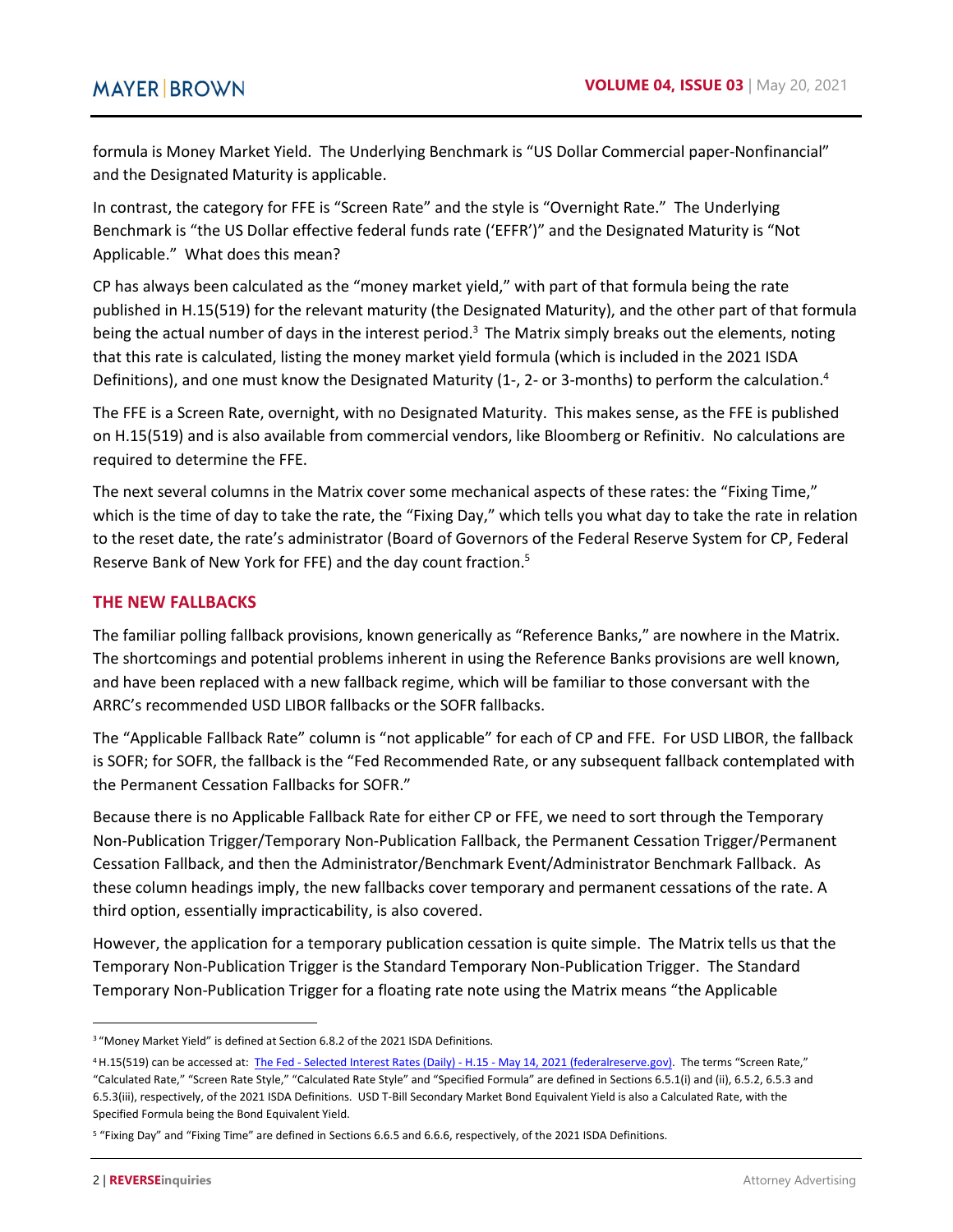formula is Money Market Yield. The Underlying Benchmark is "US Dollar Commercial paper-Nonfinancial" and the Designated Maturity is applicable.

In contrast, the category for FFE is "Screen Rate" and the style is "Overnight Rate." The Underlying Benchmark is "the US Dollar effective federal funds rate ('EFFR')" and the Designated Maturity is "Not Applicable." What does this mean?

CP has always been calculated as the "money market yield," with part of that formula being the rate published in H.15(519) for the relevant maturity (the Designated Maturity), and the other part of that formula being the actual number of days in the interest period.[3] The Matrix simply breaks out the elements, noting that this rate is calculated, listing the money market yield formula (which is included in the 2021 ISDA Definitions), and one must know the Designated Maturity (1-, 2- or 3-months) to perform the calculation.[4]

The FFE is a Screen Rate, overnight, with no Designated Maturity. This makes sense, as the FFE is published on H.15(519) and is also available from commercial vendors, like Bloomberg or Refinitiv. No calculations are required to determine the FFE.

The next several columns in the Matrix cover some mechanical aspects of these rates: the "Fixing Time," which is the time of day to take the rate, the "Fixing Day," which tells you what day to take the rate in relation to the reset date, the rate's administrator (Board of Governors of the Federal Reserve System for CP, Federal Reserve Bank of New York for FFE) and the day count fraction.[5]

## THE NEW FALLBACKS

The familiar polling fallback provisions, known generically as "Reference Banks," are nowhere in the Matrix. The shortcomings and potential problems inherent in using the Reference Banks provisions are well known, and have been replaced with a new fallback regime, which will be familiar to those conversant with the ARRC's recommended USD LIBOR fallbacks or the SOFR fallbacks.

The "Applicable Fallback Rate" column is "not applicable" for each of CP and FFE. For USD LIBOR, the fallback is SOFR; for SOFR, the fallback is the "Fed Recommended Rate, or any subsequent fallback contemplated with the Permanent Cessation Fallbacks for SOFR."

Because there is no Applicable Fallback Rate for either CP or FFE, we need to sort through the Temporary Non-Publication Trigger/Temporary Non-Publication Fallback, the Permanent Cessation Trigger/Permanent Cessation Fallback, and then the Administrator/Benchmark Event/Administrator Benchmark Fallback. As these column headings imply, the new fallbacks cover temporary and permanent cessations of the rate. A third option, essentially impracticability, is also covered.

However, the application for a temporary publication cessation is quite simple. The Matrix tells us that the Temporary Non-Publication Trigger is the Standard Temporary Non-Publication Trigger. The Standard Temporary Non-Publication Trigger for a floating rate note using the Matrix means "the Applicable

---

[3] "Money Market Yield" is defined at Section 6.8.2 of the 2021 ISDA Definitions.

[4] H.15(519) can be accessed at: The Fed - Selected Interest Rates (Daily) - H.15 - May 14, 2021 (federalreserve.gov). The terms "Screen Rate," "Calculated Rate," "Screen Rate Style," "Calculated Rate Style" and "Specified Formula" are defined in Sections 6.5.1(i) and (ii), 6.5.2, 6.5.3 and 6.5.3(iii), respectively, of the 2021 ISDA Definitions. USD T-Bill Secondary Market Bond Equivalent Yield is also a Calculated Rate, with the Specified Formula being the Bond Equivalent Yield.

[5] "Fixing Day" and "Fixing Time" are defined in Sections 6.6.5 and 6.6.6, respectively, of the 2021 ISDA Definitions.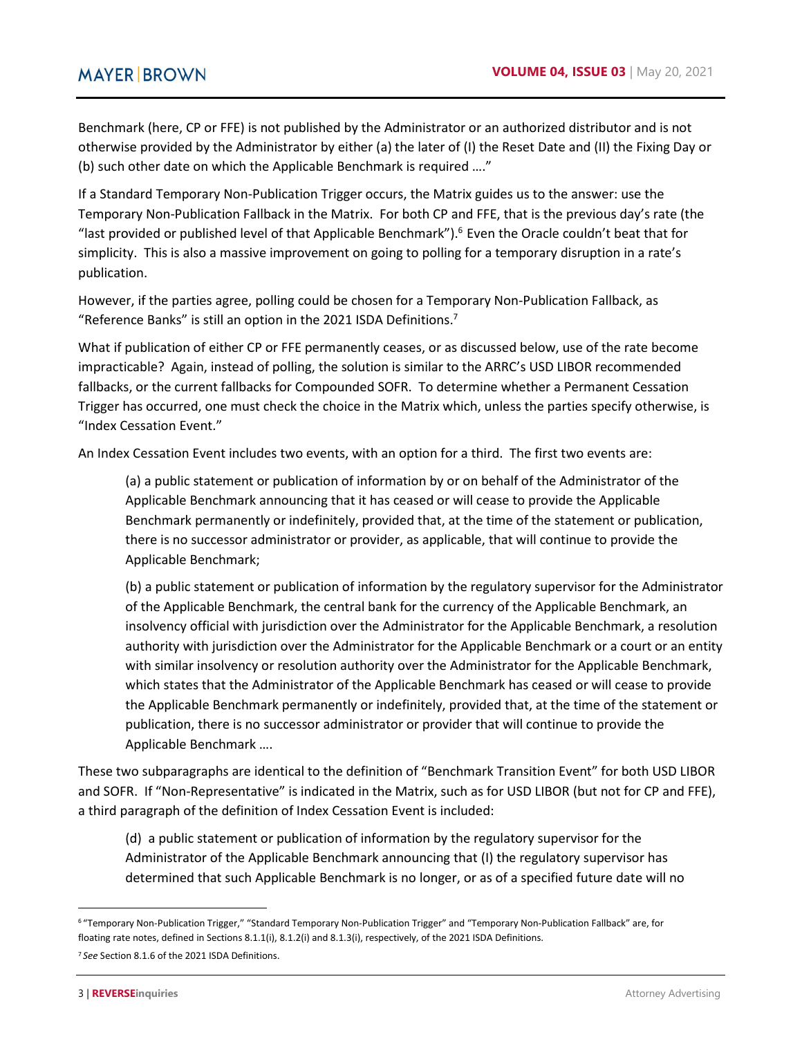Benchmark (here, CP or FFE) is not published by the Administrator or an authorized distributor and is not otherwise provided by the Administrator by either (a) the later of (I) the Reset Date and (II) the Fixing Day or (b) such other date on which the Applicable Benchmark is required …."

If a Standard Temporary Non-Publication Trigger occurs, the Matrix guides us to the answer: use the Temporary Non-Publication Fallback in the Matrix. For both CP and FFE, that is the previous day's rate (the "last provided or published level of that Applicable Benchmark").[6] Even the Oracle couldn't beat that for simplicity. This is also a massive improvement on going to polling for a temporary disruption in a rate's publication.

However, if the parties agree, polling could be chosen for a Temporary Non-Publication Fallback, as "Reference Banks" is still an option in the 2021 ISDA Definitions.[7]

What if publication of either CP or FFE permanently ceases, or as discussed below, use of the rate become impracticable? Again, instead of polling, the solution is similar to the ARRC's USD LIBOR recommended fallbacks, or the current fallbacks for Compounded SOFR. To determine whether a Permanent Cessation Trigger has occurred, one must check the choice in the Matrix which, unless the parties specify otherwise, is "Index Cessation Event."

An Index Cessation Event includes two events, with an option for a third. The first two events are:

> (a) a public statement or publication of information by or on behalf of the Administrator of the Applicable Benchmark announcing that it has ceased or will cease to provide the Applicable Benchmark permanently or indefinitely, provided that, at the time of the statement or publication, there is no successor administrator or provider, as applicable, that will continue to provide the Applicable Benchmark;
>
> (b) a public statement or publication of information by the regulatory supervisor for the Administrator of the Applicable Benchmark, the central bank for the currency of the Applicable Benchmark, an insolvency official with jurisdiction over the Administrator for the Applicable Benchmark, a resolution authority with jurisdiction over the Administrator for the Applicable Benchmark or a court or an entity with similar insolvency or resolution authority over the Administrator for the Applicable Benchmark, which states that the Administrator of the Applicable Benchmark has ceased or will cease to provide the Applicable Benchmark permanently or indefinitely, provided that, at the time of the statement or publication, there is no successor administrator or provider that will continue to provide the Applicable Benchmark ….

These two subparagraphs are identical to the definition of "Benchmark Transition Event" for both USD LIBOR and SOFR. If "Non-Representative" is indicated in the Matrix, such as for USD LIBOR (but not for CP and FFE), a third paragraph of the definition of Index Cessation Event is included:

> (d) a public statement or publication of information by the regulatory supervisor for the Administrator of the Applicable Benchmark announcing that (I) the regulatory supervisor has determined that such Applicable Benchmark is no longer, or as of a specified future date will no

---

[6] "Temporary Non-Publication Trigger," "Standard Temporary Non-Publication Trigger" and "Temporary Non-Publication Fallback" are, for floating rate notes, defined in Sections 8.1.1(i), 8.1.2(i) and 8.1.3(i), respectively, of the 2021 ISDA Definitions.

[7] *See* Section 8.1.6 of the 2021 ISDA Definitions.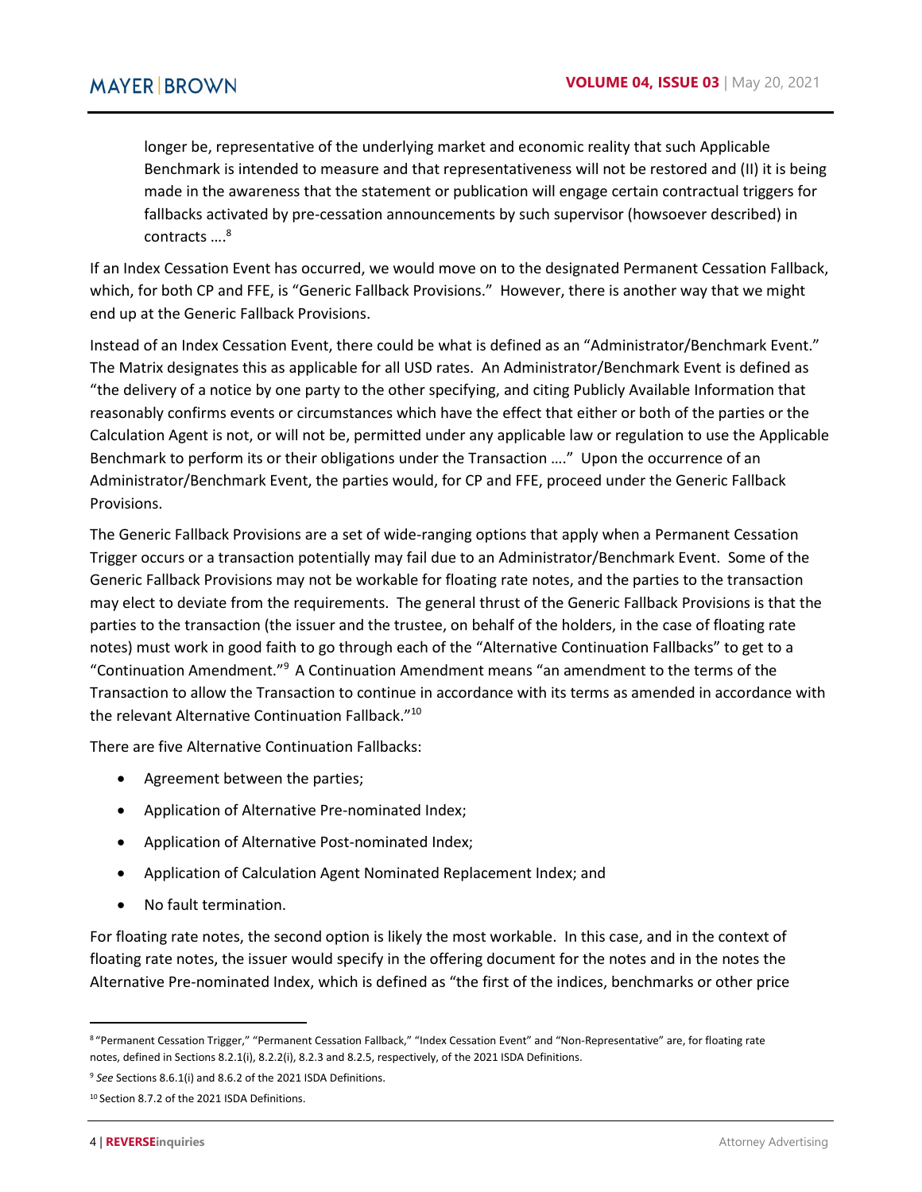> longer be, representative of the underlying market and economic reality that such Applicable Benchmark is intended to measure and that representativeness will not be restored and (II) it is being made in the awareness that the statement or publication will engage certain contractual triggers for fallbacks activated by pre-cessation announcements by such supervisor (howsoever described) in contracts ….[8]

If an Index Cessation Event has occurred, we would move on to the designated Permanent Cessation Fallback, which, for both CP and FFE, is "Generic Fallback Provisions." However, there is another way that we might end up at the Generic Fallback Provisions.

Instead of an Index Cessation Event, there could be what is defined as an "Administrator/Benchmark Event." The Matrix designates this as applicable for all USD rates. An Administrator/Benchmark Event is defined as "the delivery of a notice by one party to the other specifying, and citing Publicly Available Information that reasonably confirms events or circumstances which have the effect that either or both of the parties or the Calculation Agent is not, or will not be, permitted under any applicable law or regulation to use the Applicable Benchmark to perform its or their obligations under the Transaction …." Upon the occurrence of an Administrator/Benchmark Event, the parties would, for CP and FFE, proceed under the Generic Fallback Provisions.

The Generic Fallback Provisions are a set of wide-ranging options that apply when a Permanent Cessation Trigger occurs or a transaction potentially may fail due to an Administrator/Benchmark Event. Some of the Generic Fallback Provisions may not be workable for floating rate notes, and the parties to the transaction may elect to deviate from the requirements. The general thrust of the Generic Fallback Provisions is that the parties to the transaction (the issuer and the trustee, on behalf of the holders, in the case of floating rate notes) must work in good faith to go through each of the "Alternative Continuation Fallbacks" to get to a "Continuation Amendment."[9] A Continuation Amendment means "an amendment to the terms of the Transaction to allow the Transaction to continue in accordance with its terms as amended in accordance with the relevant Alternative Continuation Fallback."[10]

There are five Alternative Continuation Fallbacks:

- Agreement between the parties;
- Application of Alternative Pre-nominated Index;
- Application of Alternative Post-nominated Index;
- Application of Calculation Agent Nominated Replacement Index; and
- No fault termination.

For floating rate notes, the second option is likely the most workable. In this case, and in the context of floating rate notes, the issuer would specify in the offering document for the notes and in the notes the Alternative Pre-nominated Index, which is defined as "the first of the indices, benchmarks or other price

---

[8] "Permanent Cessation Trigger," "Permanent Cessation Fallback," "Index Cessation Event" and "Non-Representative" are, for floating rate notes, defined in Sections 8.2.1(i), 8.2.2(i), 8.2.3 and 8.2.5, respectively, of the 2021 ISDA Definitions.

[9] *See* Sections 8.6.1(i) and 8.6.2 of the 2021 ISDA Definitions.

[10] Section 8.7.2 of the 2021 ISDA Definitions.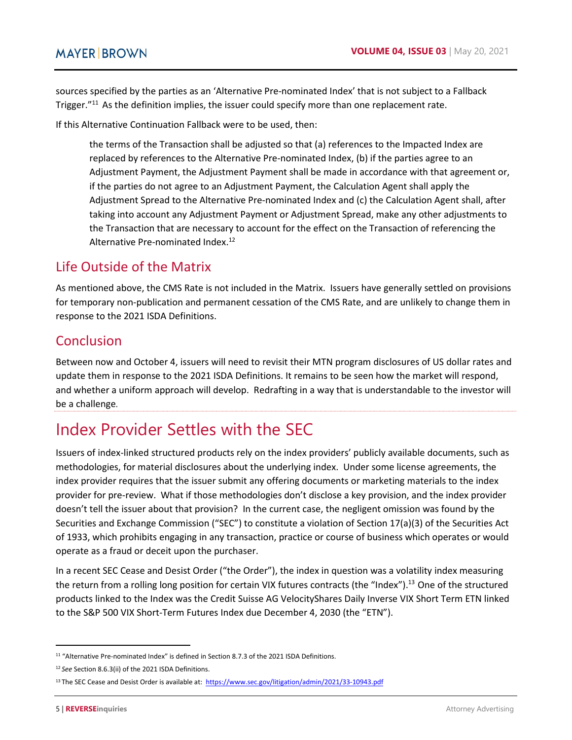sources specified by the parties as an 'Alternative Pre-nominated Index' that is not subject to a Fallback Trigger."[11] As the definition implies, the issuer could specify more than one replacement rate.

If this Alternative Continuation Fallback were to be used, then:

> the terms of the Transaction shall be adjusted so that (a) references to the Impacted Index are replaced by references to the Alternative Pre-nominated Index, (b) if the parties agree to an Adjustment Payment, the Adjustment Payment shall be made in accordance with that agreement or, if the parties do not agree to an Adjustment Payment, the Calculation Agent shall apply the Adjustment Spread to the Alternative Pre-nominated Index and (c) the Calculation Agent shall, after taking into account any Adjustment Payment or Adjustment Spread, make any other adjustments to the Transaction that are necessary to account for the effect on the Transaction of referencing the Alternative Pre-nominated Index.[12]

## Life Outside of the Matrix

As mentioned above, the CMS Rate is not included in the Matrix. Issuers have generally settled on provisions for temporary non-publication and permanent cessation of the CMS Rate, and are unlikely to change them in response to the 2021 ISDA Definitions.

## Conclusion

Between now and October 4, issuers will need to revisit their MTN program disclosures of US dollar rates and update them in response to the 2021 ISDA Definitions. It remains to be seen how the market will respond, and whether a uniform approach will develop. Redrafting in a way that is understandable to the investor will be a challenge.

# Index Provider Settles with the SEC

Issuers of index-linked structured products rely on the index providers' publicly available documents, such as methodologies, for material disclosures about the underlying index. Under some license agreements, the index provider requires that the issuer submit any offering documents or marketing materials to the index provider for pre-review. What if those methodologies don't disclose a key provision, and the index provider doesn't tell the issuer about that provision? In the current case, the negligent omission was found by the Securities and Exchange Commission ("SEC") to constitute a violation of Section 17(a)(3) of the Securities Act of 1933, which prohibits engaging in any transaction, practice or course of business which operates or would operate as a fraud or deceit upon the purchaser.

In a recent SEC Cease and Desist Order ("the Order"), the index in question was a volatility index measuring the return from a rolling long position for certain VIX futures contracts (the "Index").[13] One of the structured products linked to the Index was the Credit Suisse AG VelocityShares Daily Inverse VIX Short Term ETN linked to the S&P 500 VIX Short-Term Futures Index due December 4, 2030 (the "ETN").

---

[11] "Alternative Pre-nominated Index" is defined in Section 8.7.3 of the 2021 ISDA Definitions.

[12] *See* Section 8.6.3(ii) of the 2021 ISDA Definitions.

[13] The SEC Cease and Desist Order is available at: https://www.sec.gov/litigation/admin/2021/33-10943.pdf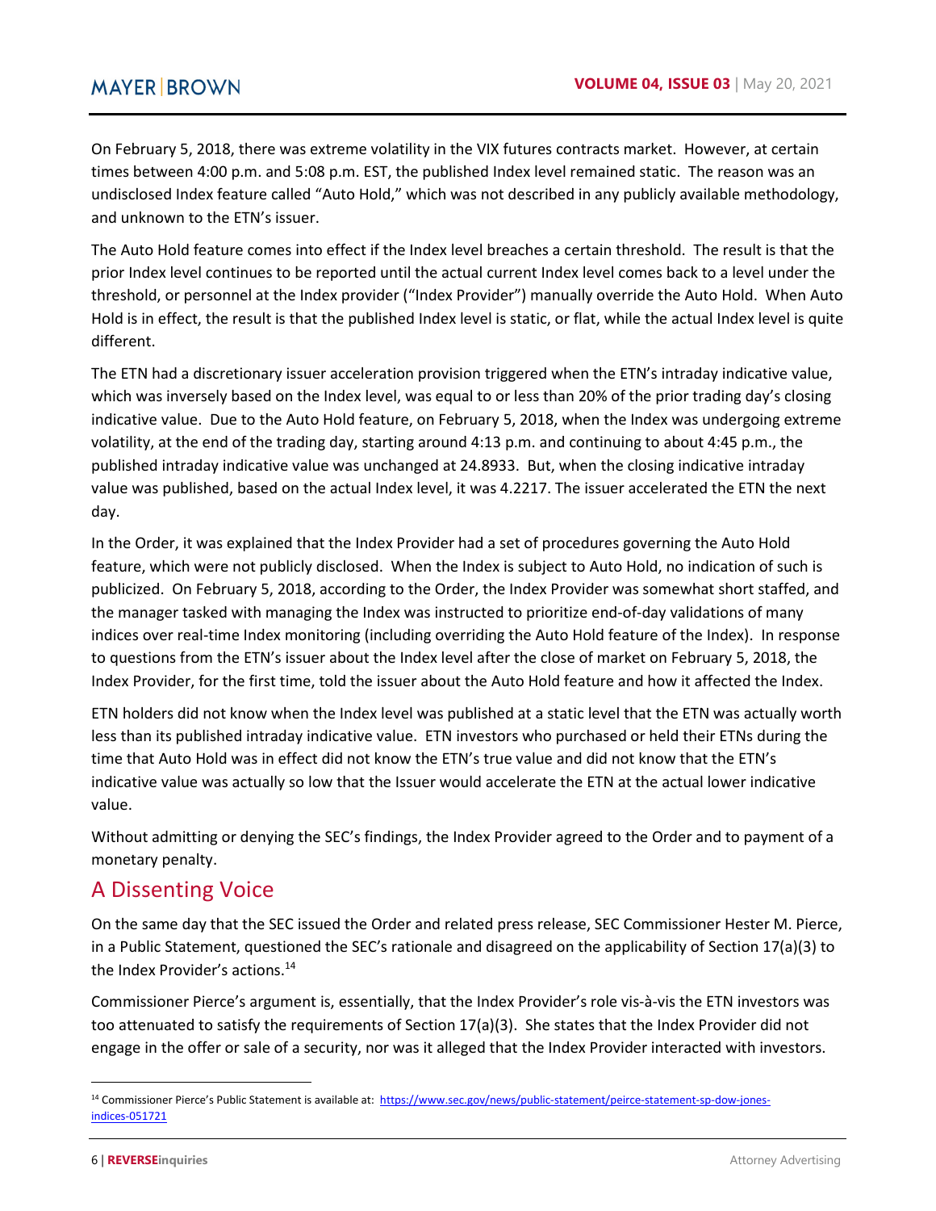On February 5, 2018, there was extreme volatility in the VIX futures contracts market. However, at certain times between 4:00 p.m. and 5:08 p.m. EST, the published Index level remained static. The reason was an undisclosed Index feature called "Auto Hold," which was not described in any publicly available methodology, and unknown to the ETN's issuer.

The Auto Hold feature comes into effect if the Index level breaches a certain threshold. The result is that the prior Index level continues to be reported until the actual current Index level comes back to a level under the threshold, or personnel at the Index provider ("Index Provider") manually override the Auto Hold. When Auto Hold is in effect, the result is that the published Index level is static, or flat, while the actual Index level is quite different.

The ETN had a discretionary issuer acceleration provision triggered when the ETN's intraday indicative value, which was inversely based on the Index level, was equal to or less than 20% of the prior trading day's closing indicative value. Due to the Auto Hold feature, on February 5, 2018, when the Index was undergoing extreme volatility, at the end of the trading day, starting around 4:13 p.m. and continuing to about 4:45 p.m., the published intraday indicative value was unchanged at 24.8933. But, when the closing indicative intraday value was published, based on the actual Index level, it was 4.2217. The issuer accelerated the ETN the next day.

In the Order, it was explained that the Index Provider had a set of procedures governing the Auto Hold feature, which were not publicly disclosed. When the Index is subject to Auto Hold, no indication of such is publicized. On February 5, 2018, according to the Order, the Index Provider was somewhat short staffed, and the manager tasked with managing the Index was instructed to prioritize end-of-day validations of many indices over real-time Index monitoring (including overriding the Auto Hold feature of the Index). In response to questions from the ETN's issuer about the Index level after the close of market on February 5, 2018, the Index Provider, for the first time, told the issuer about the Auto Hold feature and how it affected the Index.

ETN holders did not know when the Index level was published at a static level that the ETN was actually worth less than its published intraday indicative value. ETN investors who purchased or held their ETNs during the time that Auto Hold was in effect did not know the ETN's true value and did not know that the ETN's indicative value was actually so low that the Issuer would accelerate the ETN at the actual lower indicative value.

Without admitting or denying the SEC's findings, the Index Provider agreed to the Order and to payment of a monetary penalty.

## A Dissenting Voice

On the same day that the SEC issued the Order and related press release, SEC Commissioner Hester M. Pierce, in a Public Statement, questioned the SEC's rationale and disagreed on the applicability of Section 17(a)(3) to the Index Provider's actions.[14]

Commissioner Pierce's argument is, essentially, that the Index Provider's role vis-à-vis the ETN investors was too attenuated to satisfy the requirements of Section 17(a)(3). She states that the Index Provider did not engage in the offer or sale of a security, nor was it alleged that the Index Provider interacted with investors.

---

[14] Commissioner Pierce's Public Statement is available at: https://www.sec.gov/news/public-statement/peirce-statement-sp-dow-jones-indices-051721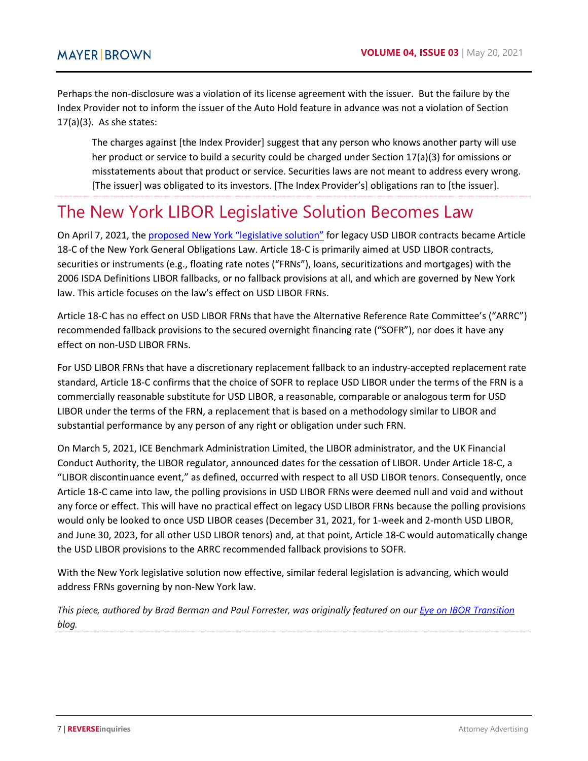Perhaps the non-disclosure was a violation of its license agreement with the issuer. But the failure by the Index Provider not to inform the issuer of the Auto Hold feature in advance was not a violation of Section 17(a)(3). As she states:

> The charges against [the Index Provider] suggest that any person who knows another party will use her product or service to build a security could be charged under Section 17(a)(3) for omissions or misstatements about that product or service. Securities laws are not meant to address every wrong. [The issuer] was obligated to its investors. [The Index Provider's] obligations ran to [the issuer].

# The New York LIBOR Legislative Solution Becomes Law

On April 7, 2021, the proposed New York "legislative solution" for legacy USD LIBOR contracts became Article 18-C of the New York General Obligations Law. Article 18-C is primarily aimed at USD LIBOR contracts, securities or instruments (e.g., floating rate notes ("FRNs"), loans, securitizations and mortgages) with the 2006 ISDA Definitions LIBOR fallbacks, or no fallback provisions at all, and which are governed by New York law. This article focuses on the law's effect on USD LIBOR FRNs.

Article 18-C has no effect on USD LIBOR FRNs that have the Alternative Reference Rate Committee's ("ARRC") recommended fallback provisions to the secured overnight financing rate ("SOFR"), nor does it have any effect on non-USD LIBOR FRNs.

For USD LIBOR FRNs that have a discretionary replacement fallback to an industry-accepted replacement rate standard, Article 18-C confirms that the choice of SOFR to replace USD LIBOR under the terms of the FRN is a commercially reasonable substitute for USD LIBOR, a reasonable, comparable or analogous term for USD LIBOR under the terms of the FRN, a replacement that is based on a methodology similar to LIBOR and substantial performance by any person of any right or obligation under such FRN.

On March 5, 2021, ICE Benchmark Administration Limited, the LIBOR administrator, and the UK Financial Conduct Authority, the LIBOR regulator, announced dates for the cessation of LIBOR. Under Article 18-C, a "LIBOR discontinuance event," as defined, occurred with respect to all USD LIBOR tenors. Consequently, once Article 18-C came into law, the polling provisions in USD LIBOR FRNs were deemed null and void and without any force or effect. This will have no practical effect on legacy USD LIBOR FRNs because the polling provisions would only be looked to once USD LIBOR ceases (December 31, 2021, for 1-week and 2-month USD LIBOR, and June 30, 2023, for all other USD LIBOR tenors) and, at that point, Article 18-C would automatically change the USD LIBOR provisions to the ARRC recommended fallback provisions to SOFR.

With the New York legislative solution now effective, similar federal legislation is advancing, which would address FRNs governing by non-New York law.

*This piece, authored by Brad Berman and Paul Forrester, was originally featured on our Eye on IBOR Transition blog.*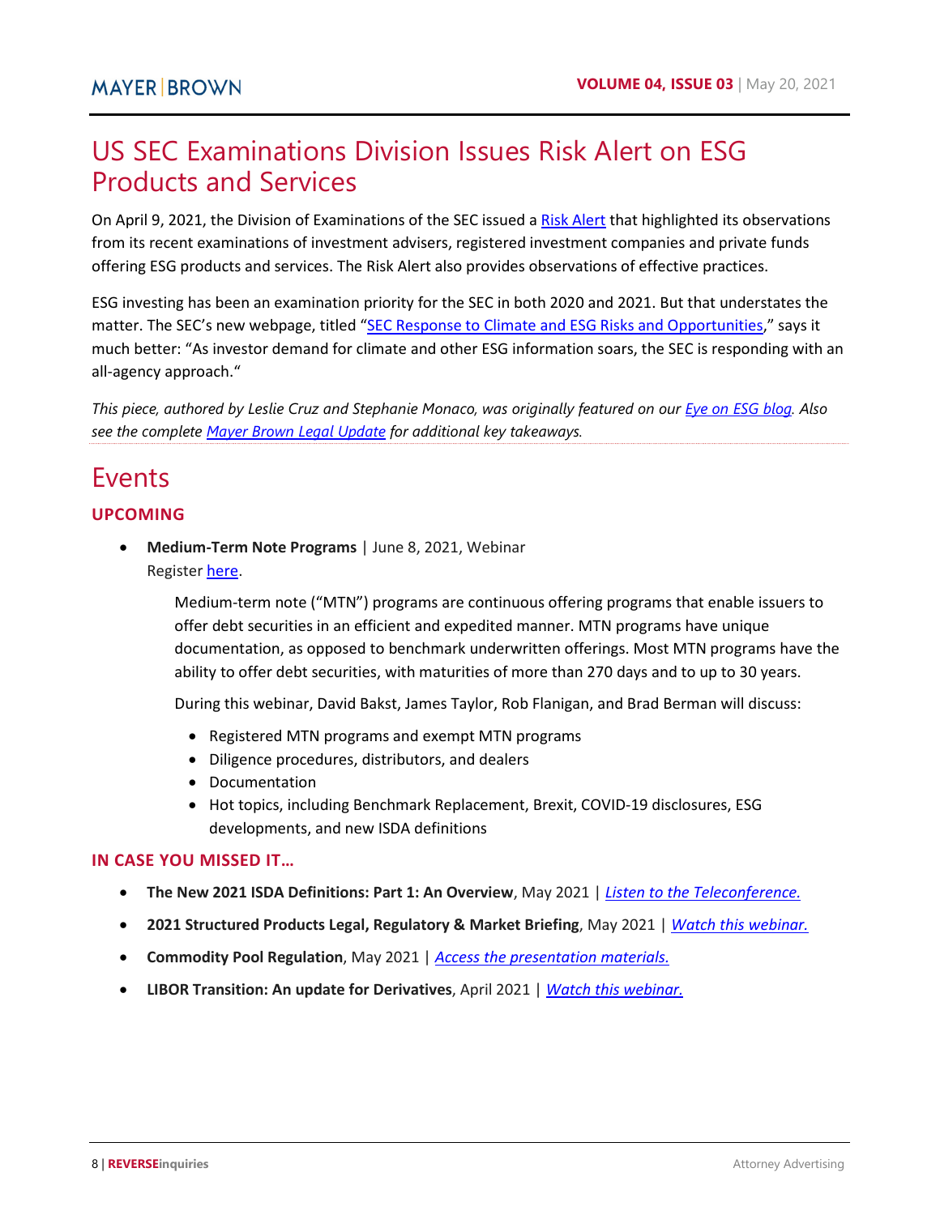# US SEC Examinations Division Issues Risk Alert on ESG Products and Services

On April 9, 2021, the Division of Examinations of the SEC issued a Risk Alert that highlighted its observations from its recent examinations of investment advisers, registered investment companies and private funds offering ESG products and services. The Risk Alert also provides observations of effective practices.

ESG investing has been an examination priority for the SEC in both 2020 and 2021. But that understates the matter. The SEC's new webpage, titled "SEC Response to Climate and ESG Risks and Opportunities," says it much better: "As investor demand for climate and other ESG information soars, the SEC is responding with an all-agency approach."

*This piece, authored by Leslie Cruz and Stephanie Monaco, was originally featured on our Eye on ESG blog. Also see the complete Mayer Brown Legal Update for additional key takeaways.*

# Events

## UPCOMING

- **Medium-Term Note Programs** | June 8, 2021, Webinar
  Register here.

  Medium-term note ("MTN") programs are continuous offering programs that enable issuers to offer debt securities in an efficient and expedited manner. MTN programs have unique documentation, as opposed to benchmark underwritten offerings. Most MTN programs have the ability to offer debt securities, with maturities of more than 270 days and to up to 30 years.

  During this webinar, David Bakst, James Taylor, Rob Flanigan, and Brad Berman will discuss:

  - Registered MTN programs and exempt MTN programs
  - Diligence procedures, distributors, and dealers
  - Documentation
  - Hot topics, including Benchmark Replacement, Brexit, COVID-19 disclosures, ESG developments, and new ISDA definitions

## IN CASE YOU MISSED IT…

- **The New 2021 ISDA Definitions: Part 1: An Overview**, May 2021 | *Listen to the Teleconference.*
- **2021 Structured Products Legal, Regulatory & Market Briefing**, May 2021 | *Watch this webinar.*
- **Commodity Pool Regulation**, May 2021 | *Access the presentation materials.*
- **LIBOR Transition: An update for Derivatives**, April 2021 | *Watch this webinar.*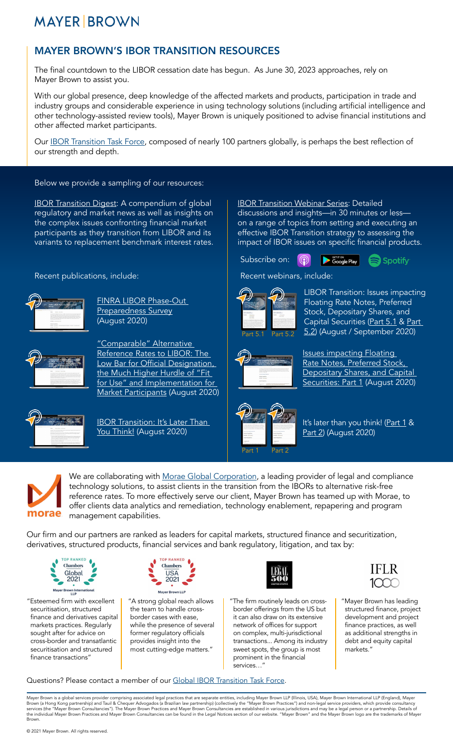# MAYER | BROWN

## MAYER BROWN'S IBOR TRANSITION RESOURCES

The final countdown to the LIBOR cessation date has begun. As June 30, 2023 approaches, rely on Mayer Brown to assist you.

With our global presence, deep knowledge of the affected markets and products, participation in trade and industry groups and considerable experience in using technology solutions (including artificial intelligence and other technology-assisted review tools), Mayer Brown is uniquely positioned to advise financial institutions and other affected market participants.

Our IBOR Transition Task Force, composed of nearly 100 partners globally, is perhaps the best reflection of our strength and depth.

Below we provide a sampling of our resources:

IBOR Transition Digest: A compendium of global regulatory and market news as well as insights on the complex issues confronting financial market participants as they transition from LIBOR and its variants to replacement benchmark interest rates.

Recent publications, include:

- FINRA LIBOR Phase-Out Preparedness Survey (August 2020)
- "Comparable" Alternative Reference Rates to LIBOR: The Low Bar for Official Designation, the Much Higher Hurdle of "Fit for Use" and Implementation for Market Participants (August 2020)
- IBOR Transition: It's Later Than You Think! (August 2020)

IBOR Transition Webinar Series: Detailed discussions and insights—in 30 minutes or less—on a range of topics from setting and executing an effective IBOR Transition strategy to assessing the impact of IBOR issues on specific financial products.

Subscribe on: Apple Podcasts, Google Play, Spotify

Recent webinars, include:

- LIBOR Transition: Issues impacting Floating Rate Notes, Preferred Stock, Depositary Shares, and Capital Securities (Part 5.1 & Part 5.2) (August / September 2020)
- Issues impacting Floating Rate Notes, Preferred Stock, Depositary Shares, and Capital Securities: Part 1 (August 2020)
- It's later than you think! (Part 1 & Part 2) (August 2020)

We are collaborating with Morae Global Corporation, a leading provider of legal and compliance technology solutions, to assist clients in the transition from the IBORs to alternative risk-free reference rates. To more effectively serve our client, Mayer Brown has teamed up with Morae, to offer clients data analytics and remediation, technology enablement, repapering and program management capabilities.

Our firm and our partners are ranked as leaders for capital markets, structured finance and securitization, derivatives, structured products, financial services and bank regulatory, litigation, and tax by:

- **Chambers Global 2021 (Mayer Brown International LLP):** "Esteemed firm with excellent securitisation, structured finance and derivatives capital markets practices. Regularly sought after for advice on cross-border and transatlantic securitisation and structured finance transactions"
- **Chambers USA 2021 (Mayer Brown LLP):** "A strong global reach allows the team to handle cross-border cases with ease, while the presence of several former regulatory officials provides insight into the most cutting-edge matters."
- **The Legal 500 United States:** "The firm routinely leads on cross-border offerings from the US but it can also draw on its extensive network of offices for support on complex, multi-jurisdictional transactions... Among its industry sweet spots, the group is most prominent in the financial services..."
- **IFLR 1000:** "Mayer Brown has leading structured finance, project development and project finance practices, as well as additional strengths in debt and equity capital markets."

Questions? Please contact a member of our Global IBOR Transition Task Force.

Mayer Brown is a global services provider comprising associated legal practices that are separate entities, including Mayer Brown LLP (Illinois, USA), Mayer Brown International LLP (England), Mayer Brown (a Hong Kong partnership) and Tauil & Chequer Advogados (a Brazilian law partnership) (collectively the "Mayer Brown Practices") and non-legal service providers, which provide consultancy services (the "Mayer Brown Consultancies"). The Mayer Brown Practices and Mayer Brown Consultancies are established in various jurisdictions and may be a legal person or a partnership. Details of the individual Mayer Brown Practices and Mayer Brown Consultancies can be found in the Legal Notices section of our website. "Mayer Brown" and the Mayer Brown logo are the trademarks of Mayer Brown.

© 2021 Mayer Brown. All rights reserved.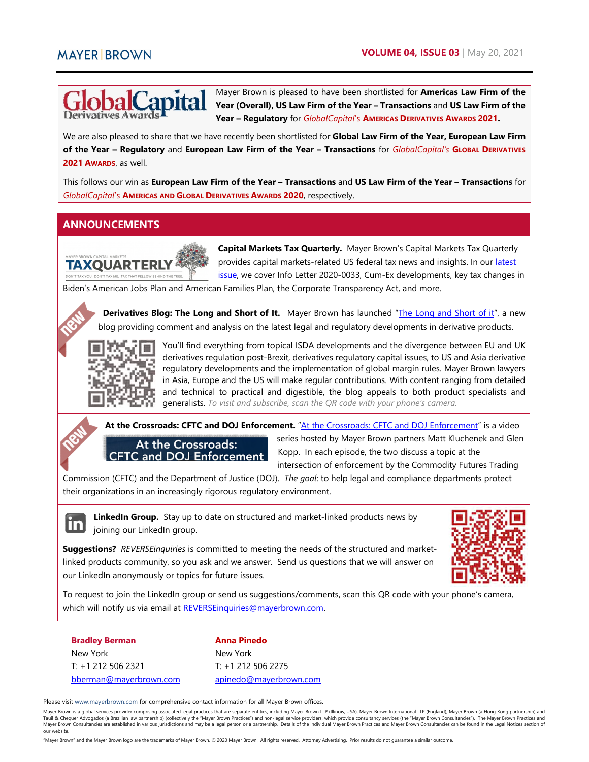Mayer Brown is pleased to have been shortlisted for **Americas Law Firm of the Year (Overall), US Law Firm of the Year – Transactions** and **US Law Firm of the Year – Regulatory** for *GlobalCapital's* **Americas Derivatives Awards 2021.**

We are also pleased to share that we have recently been shortlisted for **Global Law Firm of the Year, European Law Firm of the Year – Regulatory** and **European Law Firm of the Year – Transactions** for *GlobalCapital's* **Global Derivatives 2021 Awards**, as well.

This follows our win as **European Law Firm of the Year – Transactions** and **US Law Firm of the Year – Transactions** for *GlobalCapital's* **Americas and Global Derivatives Awards 2020**, respectively.

## ANNOUNCEMENTS

**Capital Markets Tax Quarterly.** Mayer Brown's Capital Markets Tax Quarterly provides capital markets-related US federal tax news and insights. In our latest issue, we cover Info Letter 2020-0033, Cum-Ex developments, key tax changes in Biden's American Jobs Plan and American Families Plan, the Corporate Transparency Act, and more.

**Derivatives Blog: The Long and Short of It.** Mayer Brown has launched "The Long and Short of it", a new blog providing comment and analysis on the latest legal and regulatory developments in derivative products.

You'll find everything from topical ISDA developments and the divergence between EU and UK derivatives regulation post-Brexit, derivatives regulatory capital issues, to US and Asia derivative regulatory developments and the implementation of global margin rules. Mayer Brown lawyers in Asia, Europe and the US will make regular contributions. With content ranging from detailed and technical to practical and digestible, the blog appeals to both product specialists and generalists. *To visit and subscribe, scan the QR code with your phone's camera.*

**At the Crossroads: CFTC and DOJ Enforcement.** "At the Crossroads: CFTC and DOJ Enforcement" is a video series hosted by Mayer Brown partners Matt Kluchenek and Glen Kopp. In each episode, the two discuss a topic at the intersection of enforcement by the Commodity Futures Trading Commission (CFTC) and the Department of Justice (DOJ). *The goal*: to help legal and compliance departments protect their organizations in an increasingly rigorous regulatory environment.

**LinkedIn Group.** Stay up to date on structured and market-linked products news by joining our LinkedIn group.

**Suggestions?** *REVERSEinquiries* is committed to meeting the needs of the structured and market-linked products community, so you ask and we answer. Send us questions that we will answer on our LinkedIn anonymously or topics for future issues.

To request to join the LinkedIn group or send us suggestions/comments, scan this QR code with your phone's camera, which will notify us via email at REVERSEinquiries@mayerbrown.com.

**Bradley Berman**
New York
T: +1 212 506 2321
bberman@mayerbrown.com

**Anna Pinedo**
New York
T: +1 212 506 2275
apinedo@mayerbrown.com

Please visit www.mayerbrown.com for comprehensive contact information for all Mayer Brown offices.

Mayer Brown is a global services provider comprising associated legal practices that are separate entities, including Mayer Brown LLP (Illinois, USA), Mayer Brown International LLP (England), Mayer Brown (a Hong Kong partnership) and Tauil & Chequer Advogados (a Brazilian law partnership) (collectively the "Mayer Brown Practices") and non-legal service providers, which provide consultancy services (the "Mayer Brown Consultancies"). The Mayer Brown Practices and Mayer Brown Consultancies are established in various jurisdictions and may be a legal person or a partnership. Details of the individual Mayer Brown Practices and Mayer Brown Consultancies can be found in the Legal Notices section of our website.

"Mayer Brown" and the Mayer Brown logo are the trademarks of Mayer Brown. © 2020 Mayer Brown. All rights reserved. Attorney Advertising. Prior results do not guarantee a similar outcome.